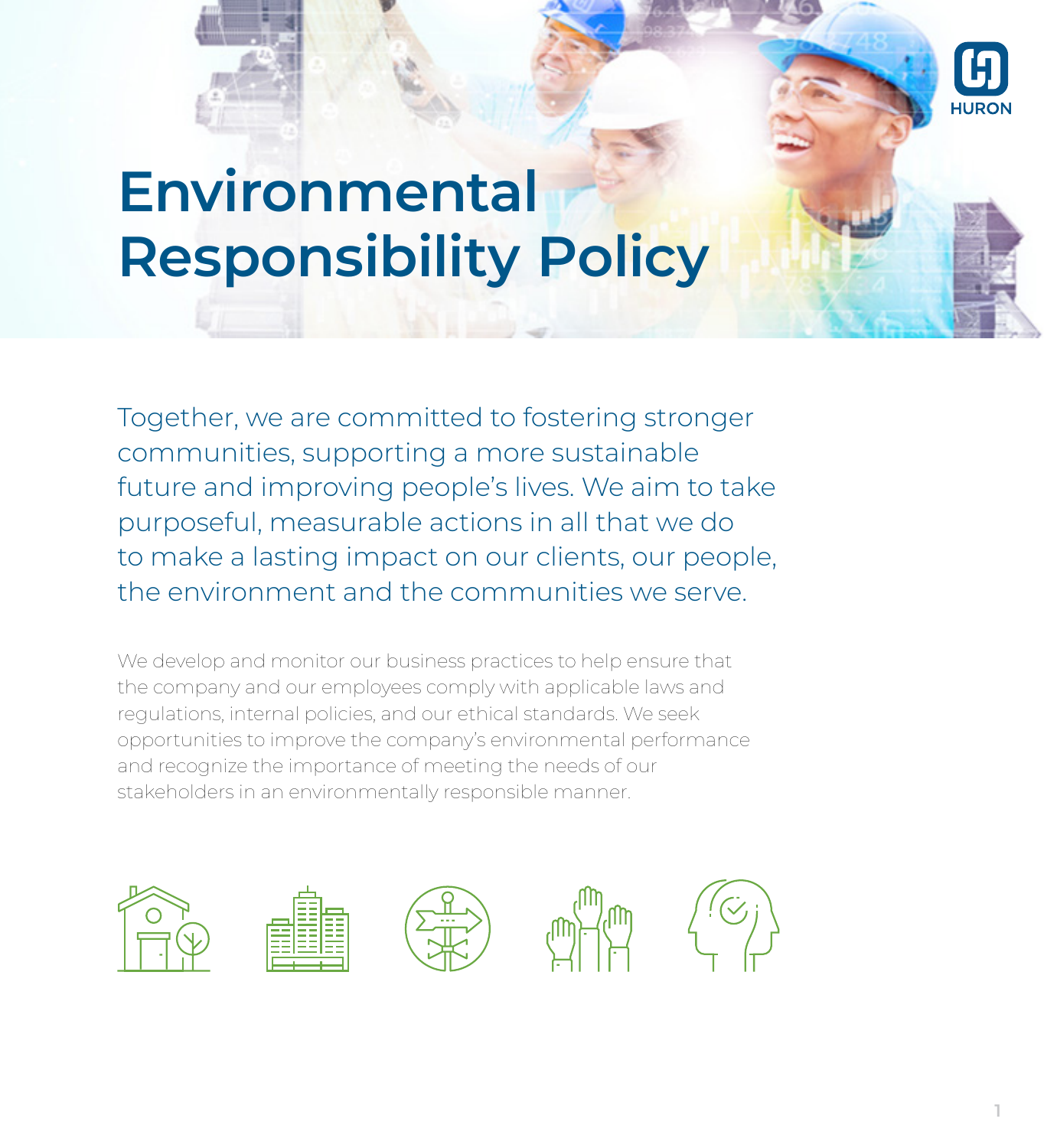# Environmental Responsibility Policy

Together, we are committed to fostering stronger communities, supporting a more sustainable future and improving people's lives. We aim to take purposeful, measurable actions in all that we do to make a lasting impact on our clients, our people, the environment and the communities we serve.

We develop and monitor our business practices to help ensure that the company and our employees comply with applicable laws and regulations, internal policies, and our ethical standards. We seek opportunities to improve the company's environmental performance and recognize the importance of meeting the needs of our stakeholders in an environmentally responsible manner.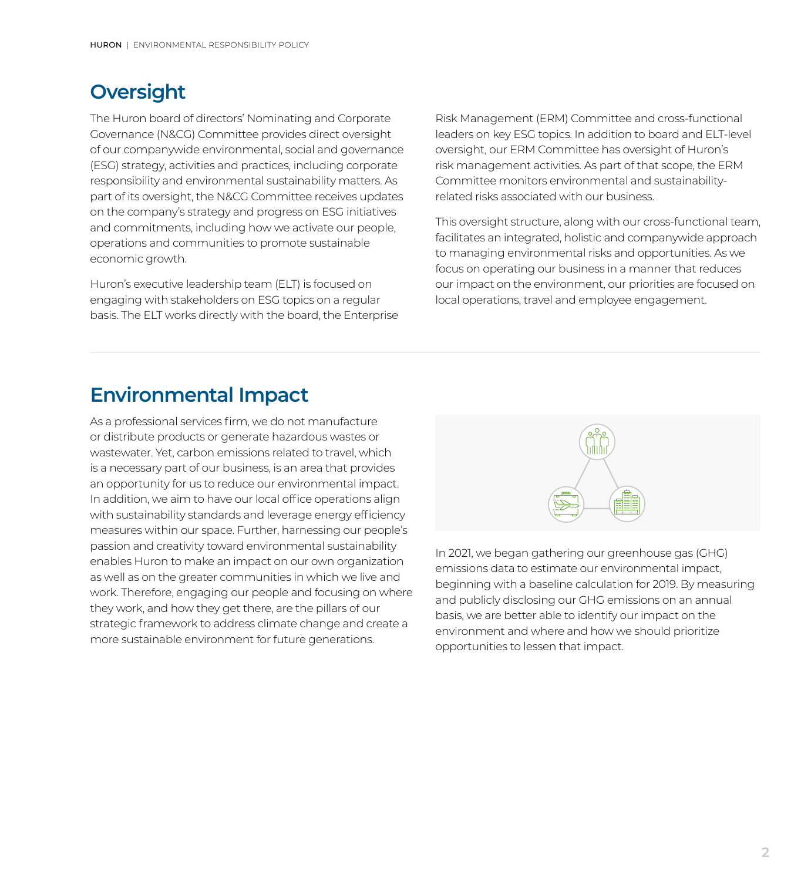## Oversight

The Huron board of directors' Nominating and Corporate Governance (N&CG) Committee provides direct oversight of our companywide environmental, social and governance (ESG) strategy, activities and practices, including corporate responsibility and environmental sustainability matters. As part of its oversight, the N&CG Committee receives updates on the company's strategy and progress on ESG initiatives and commitments, including how we activate our people, operations and communities to promote sustainable economic growth.

Huron's executive leadership team (ELT) is focused on engaging with stakeholders on ESG topics on a regular basis. The ELT works directly with the board, the Enterprise Risk Management (ERM) Committee and cross-functional leaders on key ESG topics. In addition to board and ELT-level oversight, our ERM Committee has oversight of Huron's risk management activities. As part of that scope, the ERM Committee monitors environmental and sustainability-related risks associated with our business.

This oversight structure, along with our cross-functional team, facilitates an integrated, holistic and companywide approach to managing environmental risks and opportunities. As we focus on operating our business in a manner that reduces our impact on the environment, our priorities are focused on local operations, travel and employee engagement.

## Environmental Impact

As a professional services firm, we do not manufacture or distribute products or generate hazardous wastes or wastewater. Yet, carbon emissions related to travel, which is a necessary part of our business, is an area that provides an opportunity for us to reduce our environmental impact. In addition, we aim to have our local office operations align with sustainability standards and leverage energy efficiency measures within our space. Further, harnessing our people's passion and creativity toward environmental sustainability enables Huron to make an impact on our own organization as well as on the greater communities in which we live and work. Therefore, engaging our people and focusing on where they work, and how they get there, are the pillars of our strategic framework to address climate change and create a more sustainable environment for future generations.

In 2021, we began gathering our greenhouse gas (GHG) emissions data to estimate our environmental impact, beginning with a baseline calculation for 2019. By measuring and publicly disclosing our GHG emissions on an annual basis, we are better able to identify our impact on the environment and where and how we should prioritize opportunities to lessen that impact.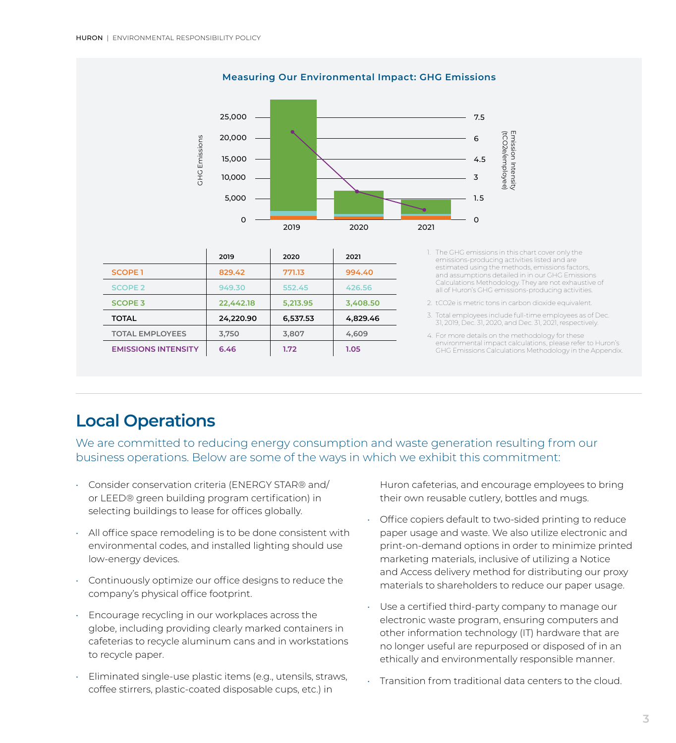### Measuring Our Environmental Impact: GHG Emissions

|  | 2019 | 2020 | 2021 |
|---|---|---|---|
| SCOPE 1 | 829.42 | 771.13 | 994.40 |
| SCOPE 2 | 949.30 | 552.45 | 426.56 |
| SCOPE 3 | 22,442.18 | 5,213.95 | 3,408.50 |
| **TOTAL** | **24,220.90** | **6,537.53** | **4,829.46** |
| TOTAL EMPLOYEES | 3,750 | 3,807 | 4,609 |
| EMISSIONS INTENSITY | 6.46 | 1.72 | 1.05 |

1. The GHG emissions in this chart cover only the emissions-producing activities listed and are estimated using the methods, emissions factors, and assumptions detailed in in our GHG Emissions Calculations Methodology. They are not exhaustive of all of Huron's GHG emissions-producing activities.
2. tCO2e is metric tons in carbon dioxide equivalent.
3. Total employees include full-time employees as of Dec. 31, 2019, Dec. 31, 2020, and Dec. 31, 2021, respectively.
4. For more details on the methodology for these environmental impact calculations, please refer to Huron's GHG Emissions Calculations Methodology in the Appendix.

## Local Operations

We are committed to reducing energy consumption and waste generation resulting from our business operations. Below are some of the ways in which we exhibit this commitment:

- Consider conservation criteria (ENERGY STAR® and/or LEED® green building program certification) in selecting buildings to lease for offices globally.
- All office space remodeling is to be done consistent with environmental codes, and installed lighting should use low-energy devices.
- Continuously optimize our office designs to reduce the company's physical office footprint.
- Encourage recycling in our workplaces across the globe, including providing clearly marked containers in cafeterias to recycle aluminum cans and in workstations to recycle paper.
- Eliminated single-use plastic items (e.g., utensils, straws, coffee stirrers, plastic-coated disposable cups, etc.) in Huron cafeterias, and encourage employees to bring their own reusable cutlery, bottles and mugs.
- Office copiers default to two-sided printing to reduce paper usage and waste. We also utilize electronic and print-on-demand options in order to minimize printed marketing materials, inclusive of utilizing a Notice and Access delivery method for distributing our proxy materials to shareholders to reduce our paper usage.
- Use a certified third-party company to manage our electronic waste program, ensuring computers and other information technology (IT) hardware that are no longer useful are repurposed or disposed of in an ethically and environmentally responsible manner.
- Transition from traditional data centers to the cloud.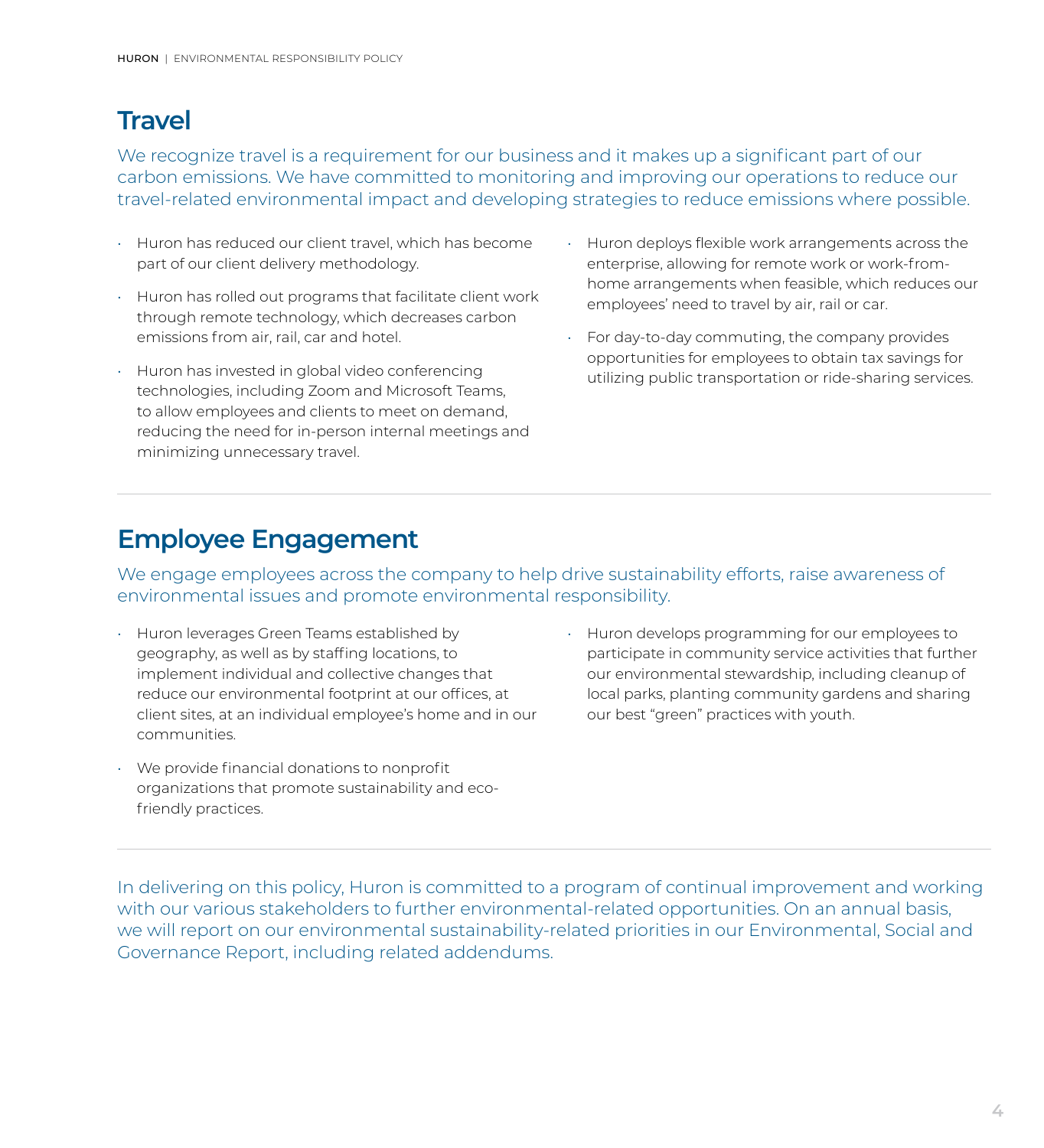## Travel

We recognize travel is a requirement for our business and it makes up a significant part of our carbon emissions. We have committed to monitoring and improving our operations to reduce our travel-related environmental impact and developing strategies to reduce emissions where possible.

- Huron has reduced our client travel, which has become part of our client delivery methodology.
- Huron has rolled out programs that facilitate client work through remote technology, which decreases carbon emissions from air, rail, car and hotel.
- Huron has invested in global video conferencing technologies, including Zoom and Microsoft Teams, to allow employees and clients to meet on demand, reducing the need for in-person internal meetings and minimizing unnecessary travel.
- Huron deploys flexible work arrangements across the enterprise, allowing for remote work or work-from-home arrangements when feasible, which reduces our employees' need to travel by air, rail or car.
- For day-to-day commuting, the company provides opportunities for employees to obtain tax savings for utilizing public transportation or ride-sharing services.

## Employee Engagement

We engage employees across the company to help drive sustainability efforts, raise awareness of environmental issues and promote environmental responsibility.

- Huron leverages Green Teams established by geography, as well as by staffing locations, to implement individual and collective changes that reduce our environmental footprint at our offices, at client sites, at an individual employee's home and in our communities.
- We provide financial donations to nonprofit organizations that promote sustainability and eco-friendly practices.
- Huron develops programming for our employees to participate in community service activities that further our environmental stewardship, including cleanup of local parks, planting community gardens and sharing our best "green" practices with youth.

In delivering on this policy, Huron is committed to a program of continual improvement and working with our various stakeholders to further environmental-related opportunities. On an annual basis, we will report on our environmental sustainability-related priorities in our Environmental, Social and Governance Report, including related addendums.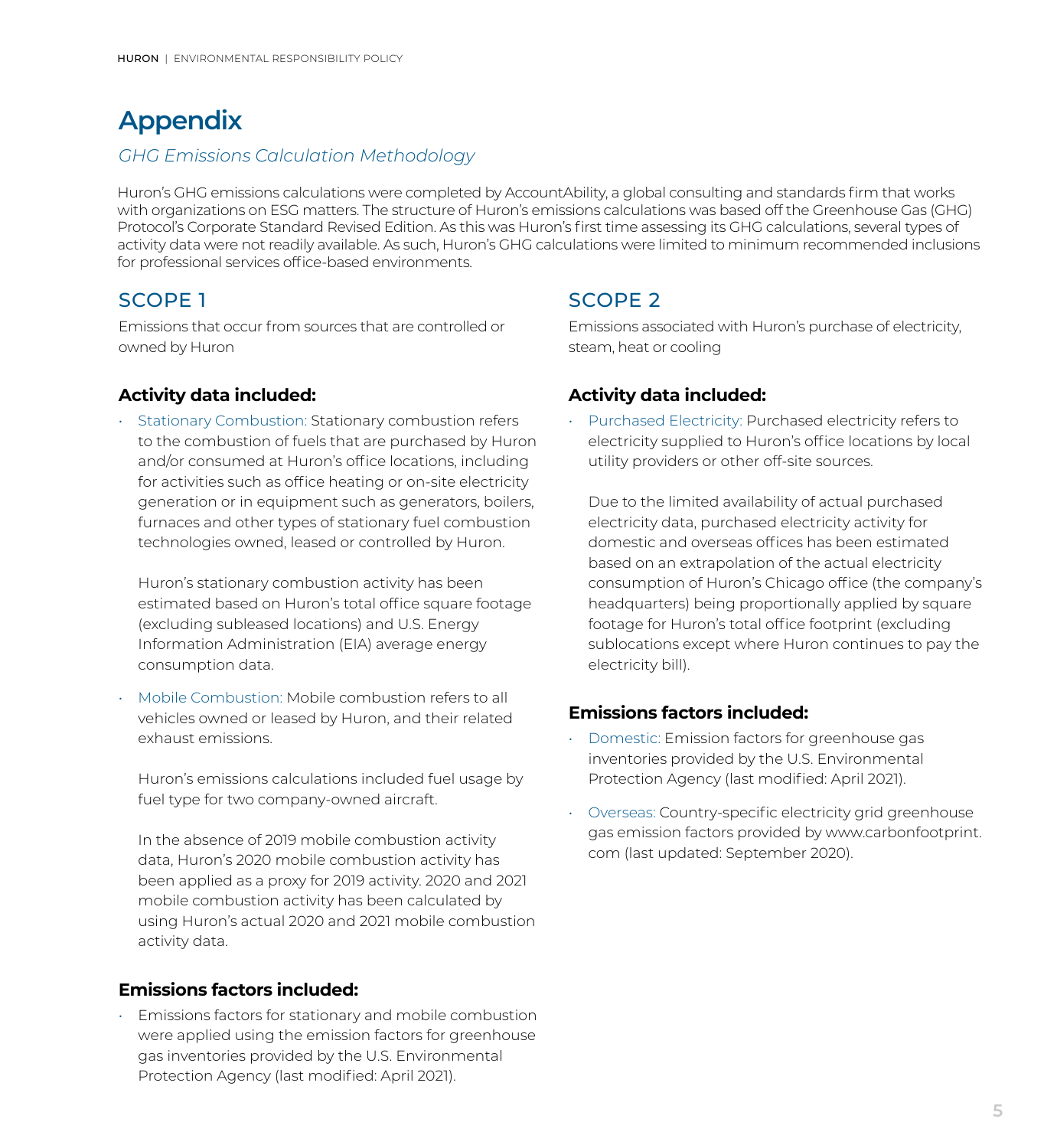# Appendix

*GHG Emissions Calculation Methodology*

Huron's GHG emissions calculations were completed by AccountAbility, a global consulting and standards firm that works with organizations on ESG matters. The structure of Huron's emissions calculations was based off the Greenhouse Gas (GHG) Protocol's Corporate Standard Revised Edition. As this was Huron's first time assessing its GHG calculations, several types of activity data were not readily available. As such, Huron's GHG calculations were limited to minimum recommended inclusions for professional services office-based environments.

## SCOPE 1

Emissions that occur from sources that are controlled or owned by Huron

### Activity data included:

- Stationary Combustion: Stationary combustion refers to the combustion of fuels that are purchased by Huron and/or consumed at Huron's office locations, including for activities such as office heating or on-site electricity generation or in equipment such as generators, boilers, furnaces and other types of stationary fuel combustion technologies owned, leased or controlled by Huron.

  Huron's stationary combustion activity has been estimated based on Huron's total office square footage (excluding subleased locations) and U.S. Energy Information Administration (EIA) average energy consumption data.

- Mobile Combustion: Mobile combustion refers to all vehicles owned or leased by Huron, and their related exhaust emissions.

  Huron's emissions calculations included fuel usage by fuel type for two company-owned aircraft.

  In the absence of 2019 mobile combustion activity data, Huron's 2020 mobile combustion activity has been applied as a proxy for 2019 activity. 2020 and 2021 mobile combustion activity has been calculated by using Huron's actual 2020 and 2021 mobile combustion activity data.

### Emissions factors included:

- Emissions factors for stationary and mobile combustion were applied using the emission factors for greenhouse gas inventories provided by the U.S. Environmental Protection Agency (last modified: April 2021).

## SCOPE 2

Emissions associated with Huron's purchase of electricity, steam, heat or cooling

### Activity data included:

- Purchased Electricity: Purchased electricity refers to electricity supplied to Huron's office locations by local utility providers or other off-site sources.

  Due to the limited availability of actual purchased electricity data, purchased electricity activity for domestic and overseas offices has been estimated based on an extrapolation of the actual electricity consumption of Huron's Chicago office (the company's headquarters) being proportionally applied by square footage for Huron's total office footprint (excluding sublocations except where Huron continues to pay the electricity bill).

### Emissions factors included:

- Domestic: Emission factors for greenhouse gas inventories provided by the U.S. Environmental Protection Agency (last modified: April 2021).
- Overseas: Country-specific electricity grid greenhouse gas emission factors provided by www.carbonfootprint.com (last updated: September 2020).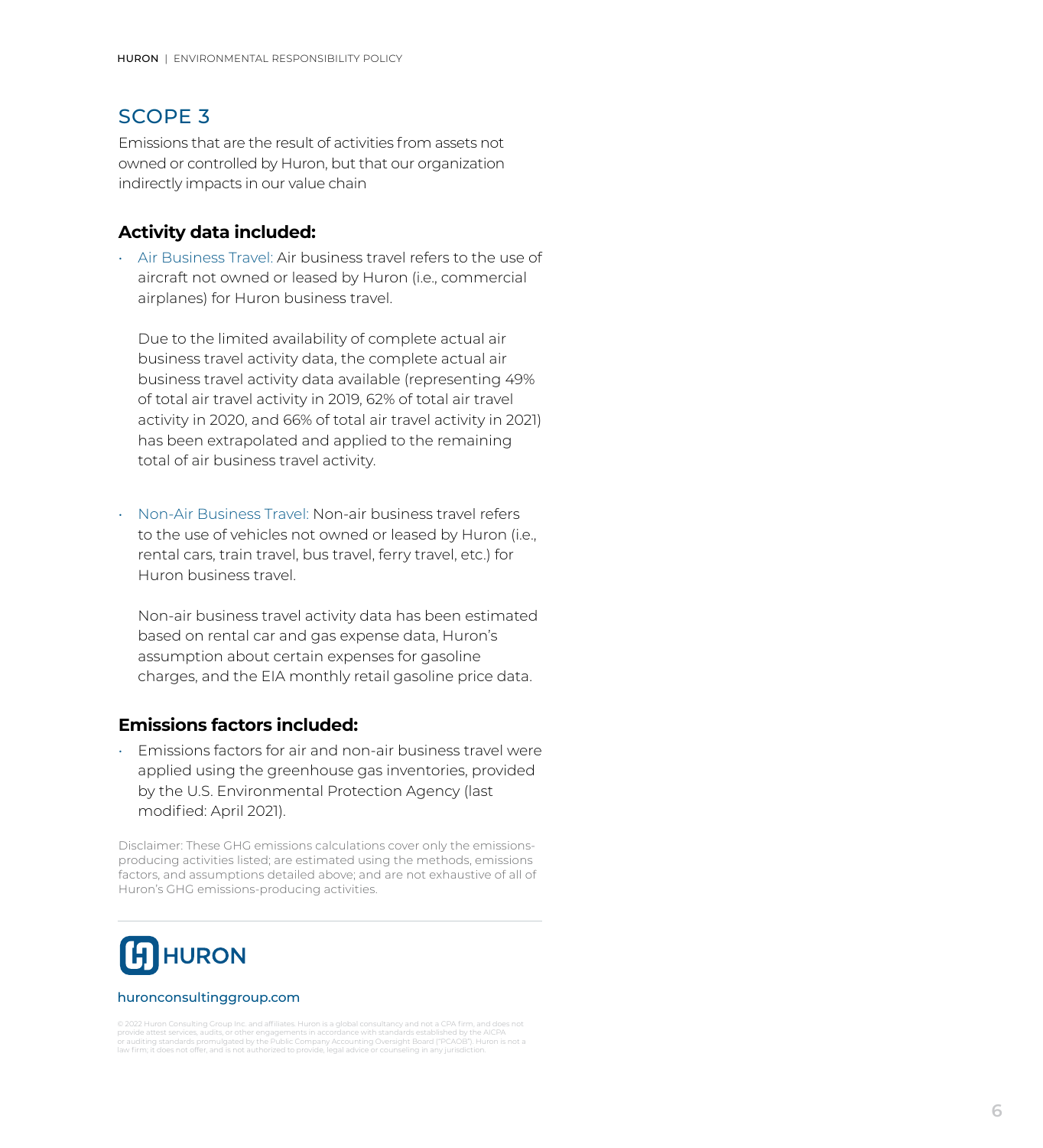## SCOPE 3

Emissions that are the result of activities from assets not owned or controlled by Huron, but that our organization indirectly impacts in our value chain

### Activity data included:

- Air Business Travel: Air business travel refers to the use of aircraft not owned or leased by Huron (i.e., commercial airplanes) for Huron business travel.

  Due to the limited availability of complete actual air business travel activity data, the complete actual air business travel activity data available (representing 49% of total air travel activity in 2019, 62% of total air travel activity in 2020, and 66% of total air travel activity in 2021) has been extrapolated and applied to the remaining total of air business travel activity.

- Non-Air Business Travel: Non-air business travel refers to the use of vehicles not owned or leased by Huron (i.e., rental cars, train travel, bus travel, ferry travel, etc.) for Huron business travel.

  Non-air business travel activity data has been estimated based on rental car and gas expense data, Huron's assumption about certain expenses for gasoline charges, and the EIA monthly retail gasoline price data.

### Emissions factors included:

- Emissions factors for air and non-air business travel were applied using the greenhouse gas inventories, provided by the U.S. Environmental Protection Agency (last modified: April 2021).

Disclaimer: These GHG emissions calculations cover only the emissions-producing activities listed; are estimated using the methods, emissions factors, and assumptions detailed above; and are not exhaustive of all of Huron's GHG emissions-producing activities.

HURON

huronconsultinggroup.com

© 2022 Huron Consulting Group Inc. and affiliates. Huron is a global consultancy and not a CPA firm, and does not provide attest services, audits, or other engagements in accordance with standards established by the AICPA or auditing standards promulgated by the Public Company Accounting Oversight Board ("PCAOB"). Huron is not a law firm; it does not offer, and is not authorized to provide, legal advice or counseling in any jurisdiction.